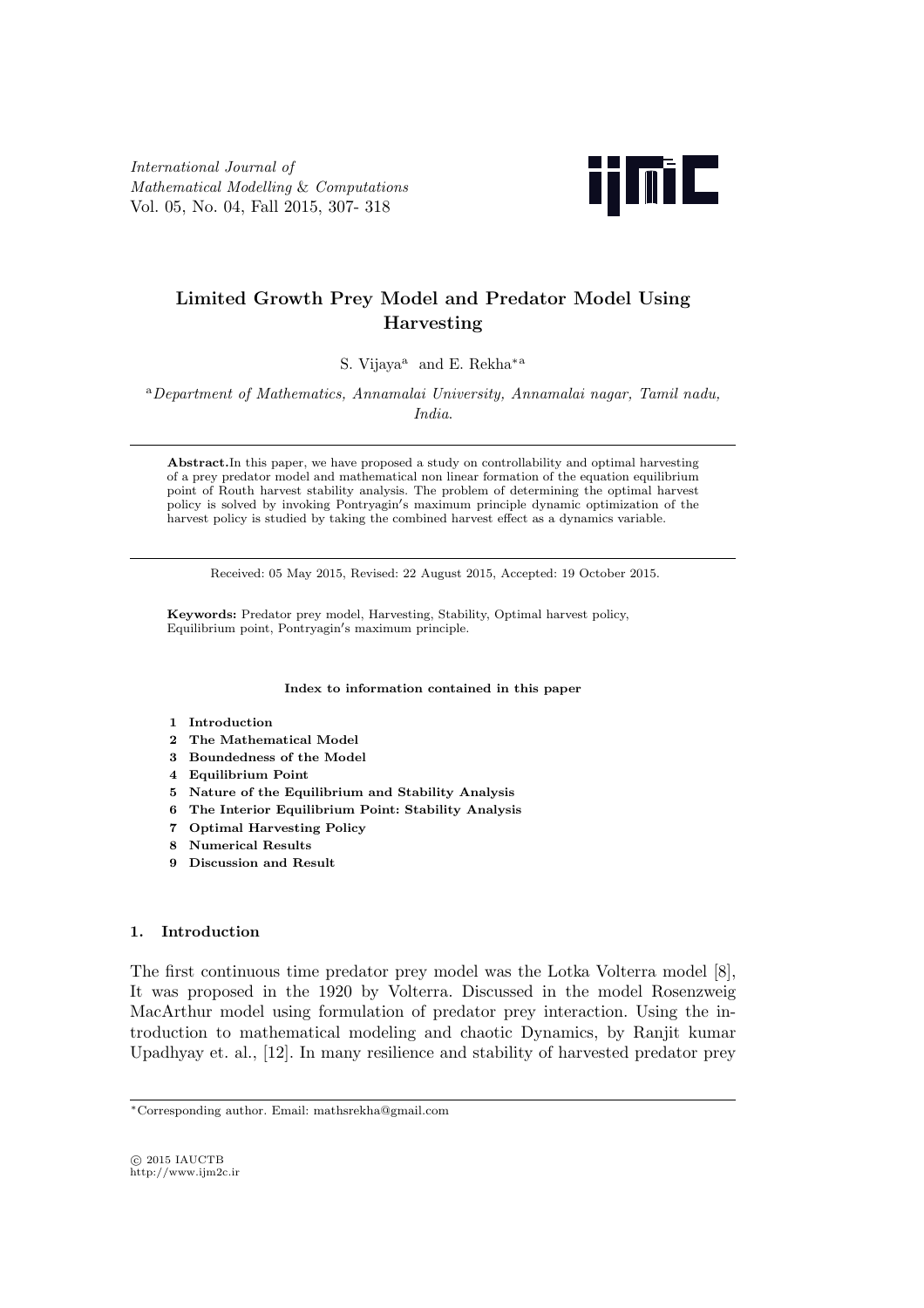# Limited Growth Prey Model and Predator Model Using Harvesting

S. Vijaya[a] and E. Rekha*[a]

[a] *Department of Mathematics, Annamalai University, Annamalai nagar, Tamil nadu, India.*

**Abstract.** In this paper, we have proposed a study on controllability and optimal harvesting of a prey predator model and mathematical non linear formation of the equation equilibrium point of Routh harvest stability analysis. The problem of determining the optimal harvest policy is solved by invoking Pontryagin′s maximum principle dynamic optimization of the harvest policy is studied by taking the combined harvest effect as a dynamics variable.

Received: 05 May 2015, Revised: 22 August 2015, Accepted: 19 October 2015.

**Keywords:** Predator prey model, Harvesting, Stability, Optimal harvest policy, Equilibrium point, Pontryagin′s maximum principle.

**Index to information contained in this paper**

1. **Introduction**
2. **The Mathematical Model**
3. **Boundedness of the Model**
4. **Equilibrium Point**
5. **Nature of the Equilibrium and Stability Analysis**
6. **The Interior Equilibrium Point: Stability Analysis**
7. **Optimal Harvesting Policy**
8. **Numerical Results**
9. **Discussion and Result**

## 1. Introduction

The first continuous time predator prey model was the Lotka Volterra model [8], It was proposed in the 1920 by Volterra. Discussed in the model Rosenzweig MacArthur model using formulation of predator prey interaction. Using the introduction to mathematical modeling and chaotic Dynamics, by Ranjit kumar Upadhyay et. al., [12]. In many resilience and stability of harvested predator prey

*Corresponding author. Email: mathsrekha@gmail.com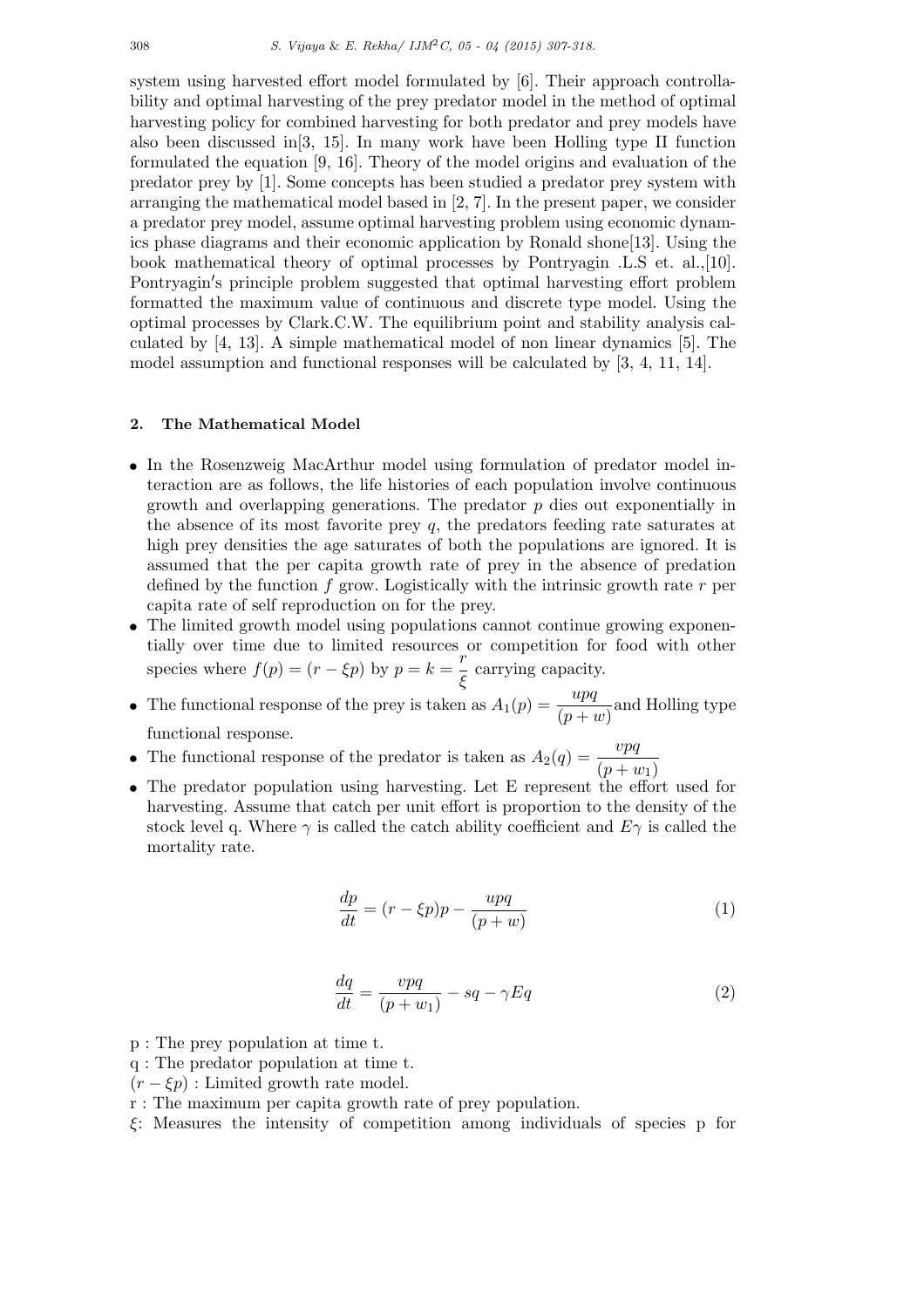system using harvested effort model formulated by [6]. Their approach controllability and optimal harvesting of the prey predator model in the method of optimal harvesting policy for combined harvesting for both predator and prey models have also been discussed in[3, 15]. In many work have been Holling type II function formulated the equation [9, 16]. Theory of the model origins and evaluation of the predator prey by [1]. Some concepts has been studied a predator prey system with arranging the mathematical model based in [2, 7]. In the present paper, we consider a predator prey model, assume optimal harvesting problem using economic dynamics phase diagrams and their economic application by Ronald shone[13]. Using the book mathematical theory of optimal processes by Pontryagin .L.S et. al.,[10]. Pontryagin′s principle problem suggested that optimal harvesting effort problem formatted the maximum value of continuous and discrete type model. Using the optimal processes by Clark.C.W. The equilibrium point and stability analysis calculated by [4, 13]. A simple mathematical model of non linear dynamics [5]. The model assumption and functional responses will be calculated by [3, 4, 11, 14].

## 2. The Mathematical Model

- In the Rosenzweig MacArthur model using formulation of predator model interaction are as follows, the life histories of each population involve continuous growth and overlapping generations. The predator $p$ dies out exponentially in the absence of its most favorite prey $q$, the predators feeding rate saturates at high prey densities the age saturates of both the populations are ignored. It is assumed that the per capita growth rate of prey in the absence of predation defined by the function $f$ grow. Logistically with the intrinsic growth rate $r$ per capita rate of self reproduction on for the prey.
- The limited growth model using populations cannot continue growing exponentially over time due to limited resources or competition for food with other species where $f(p) = (r - \xi p)$ by $p = k = \dfrac{r}{\xi}$ carrying capacity.
- The functional response of the prey is taken as $A_1(p) = \dfrac{upq}{(p+w)}$and Holling type functional response.
- The functional response of the predator is taken as $A_2(q) = \dfrac{vpq}{(p+w_1)}$
- The predator population using harvesting. Let E represent the effort used for harvesting. Assume that catch per unit effort is proportion to the density of the stock level q. Where $\gamma$ is called the catch ability coefficient and $E\gamma$ is called the mortality rate.

$$\frac{dp}{dt} = (r - \xi p)p - \frac{upq}{(p+w)} \tag{1}$$

$$\frac{dq}{dt} = \frac{vpq}{(p+w_1)} - sq - \gamma E q \tag{2}$$

p : The prey population at time t.
q : The predator population at time t.
$(r - \xi p)$ : Limited growth rate model.
r : The maximum per capita growth rate of prey population.
$\xi$: Measures the intensity of competition among individuals of species p for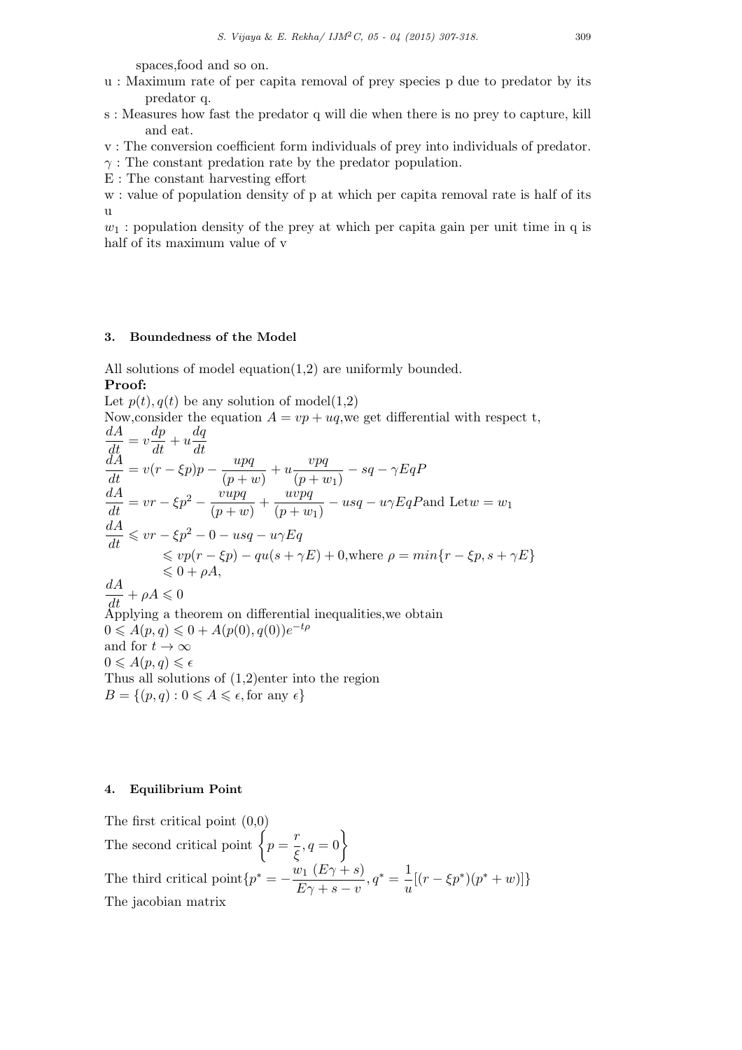spaces,food and so on.

u : Maximum rate of per capita removal of prey species p due to predator by its predator q.

s : Measures how fast the predator q will die when there is no prey to capture, kill and eat.

v : The conversion coefficient form individuals of prey into individuals of predator.

$\gamma$ : The constant predation rate by the predator population.

E : The constant harvesting effort

w : value of population density of p at which per capita removal rate is half of its u

$w_1$ : population density of the prey at which per capita gain per unit time in q is half of its maximum value of v

## 3. Boundedness of the Model

All solutions of model equation(1,2) are uniformly bounded.

**Proof:**

Let $p(t), q(t)$ be any solution of model(1,2)

Now,consider the equation $A = vp + uq$,we get differential with respect t,

$$\frac{dA}{dt} = v\frac{dp}{dt} + u\frac{dq}{dt}$$

$$\frac{dA}{dt} = v(r - \xi p)p - \frac{upq}{(p+w)} + u\frac{vpq}{(p+w_1)} - sq - \gamma EqP$$

$$\frac{dA}{dt} = vr - \xi p^2 - \frac{vupq}{(p+w)} + \frac{uvpq}{(p+w_1)} - usq - u\gamma EqP \text{and Let} w = w_1$$

$$\frac{dA}{dt} \leqslant vr - \xi p^2 - 0 - usq - u\gamma Eq$$

$$\leqslant vp(r - \xi p) - qu(s + \gamma E) + 0,\text{where } \rho = min\{r - \xi p, s + \gamma E\}$$

$$\leqslant 0 + \rho A,$$

$$\frac{dA}{dt} + \rho A \leqslant 0$$

Applying a theorem on differential inequalities,we obtain

$0 \leqslant A(p,q) \leqslant 0 + A(p(0), q(0))e^{-t\rho}$

and for $t \to \infty$

$0 \leqslant A(p,q) \leqslant \epsilon$

Thus all solutions of (1,2)enter into the region

$B = \{(p,q) : 0 \leqslant A \leqslant \epsilon, \text{for any } \epsilon\}$

## 4. Equilibrium Point

The first critical point (0,0)

The second critical point $\left\{p = \frac{r}{\xi}, q = 0\right\}$

The third critical point$\{p^* = -\frac{w_1\ (E\gamma + s)}{E\gamma + s - v}, q^* = \frac{1}{u}[(r - \xi p^*)(p^* + w)]\}$

The jacobian matrix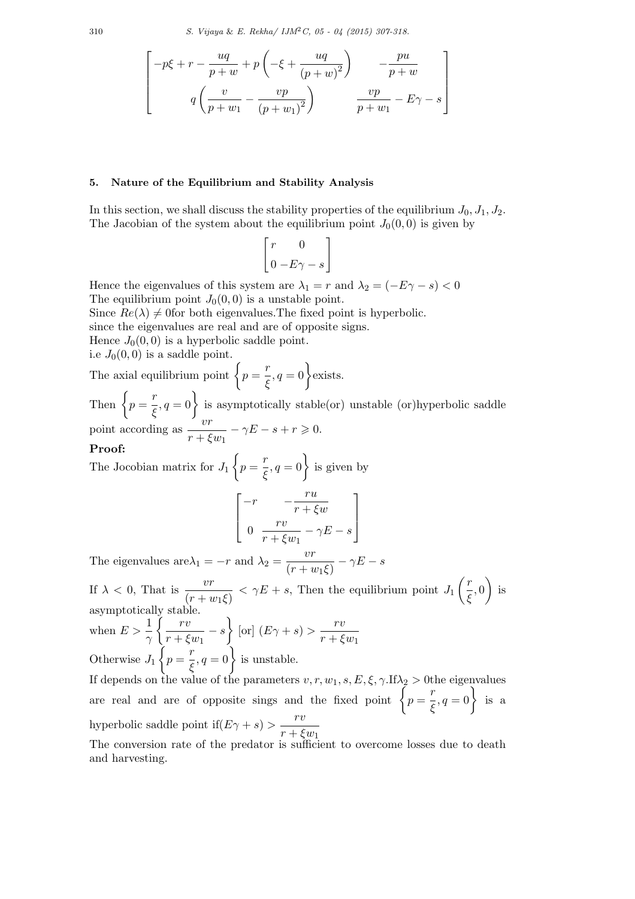$$\begin{bmatrix} -p\xi + r - \dfrac{uq}{p+w} + p\left(-\xi + \dfrac{uq}{(p+w)^2}\right) & -\dfrac{pu}{p+w} \\ q\left(\dfrac{v}{p+w_1} - \dfrac{vp}{(p+w_1)^2}\right) & \dfrac{vp}{p+w_1} - E\gamma - s \end{bmatrix}$$

## 5. Nature of the Equilibrium and Stability Analysis

In this section, we shall discuss the stability properties of the equilibrium $J_0, J_1, J_2$. The Jacobian of the system about the equilibrium point $J_0(0,0)$ is given by

$$\begin{bmatrix} r & 0 \\ 0 & -E\gamma - s \end{bmatrix}$$

Hence the eigenvalues of this system are $\lambda_1 = r$ and $\lambda_2 = (-E\gamma - s) < 0$
The equilibrium point $J_0(0,0)$ is a unstable point.
Since $Re(\lambda) \neq 0$for both eigenvalues.The fixed point is hyperbolic.
since the eigenvalues are real and are of opposite signs.
Hence $J_0(0,0)$ is a hyperbolic saddle point.
i.e $J_0(0,0)$ is a saddle point.
The axial equilibrium point $\left\{p = \dfrac{r}{\xi}, q = 0\right\}$exists.
Then $\left\{p = \dfrac{r}{\xi}, q = 0\right\}$ is asymptotically stable(or) unstable (or)hyperbolic saddle point according as $\dfrac{vr}{r + \xi w_1} - \gamma E - s + r \gtrless 0$.

**Proof:**
The Jocobian matrix for $J_1\left\{p = \dfrac{r}{\xi}, q = 0\right\}$ is given by

$$\begin{bmatrix} -r & -\dfrac{ru}{r+\xi w} \\ 0 & \dfrac{rv}{r+\xi w_1} - \gamma E - s \end{bmatrix}$$

The eigenvalues are$\lambda_1 = -r$ and $\lambda_2 = \dfrac{vr}{(r + w_1\xi)} - \gamma E - s$

If $\lambda < 0$, That is $\dfrac{vr}{(r + w_1\xi)} < \gamma E + s$, Then the equilibrium point $J_1\left(\dfrac{r}{\xi}, 0\right)$ is asymptotically stable.
when $E > \dfrac{1}{\gamma}\left\{\dfrac{rv}{r+\xi w_1} - s\right\}$ [or] $(E\gamma + s) > \dfrac{rv}{r+\xi w_1}$
Otherwise $J_1\left\{p = \dfrac{r}{\xi}, q = 0\right\}$ is unstable.
If depends on the value of the parameters $v, r, w_1, s, E, \xi, \gamma$.If$\lambda_2 > 0$the eigenvalues are real and are of opposite sings and the fixed point $\left\{p = \dfrac{r}{\xi}, q = 0\right\}$ is a hyperbolic saddle point if$(E\gamma + s) > \dfrac{rv}{r+\xi w_1}$
The conversion rate of the predator is sufficient to overcome losses due to death and harvesting.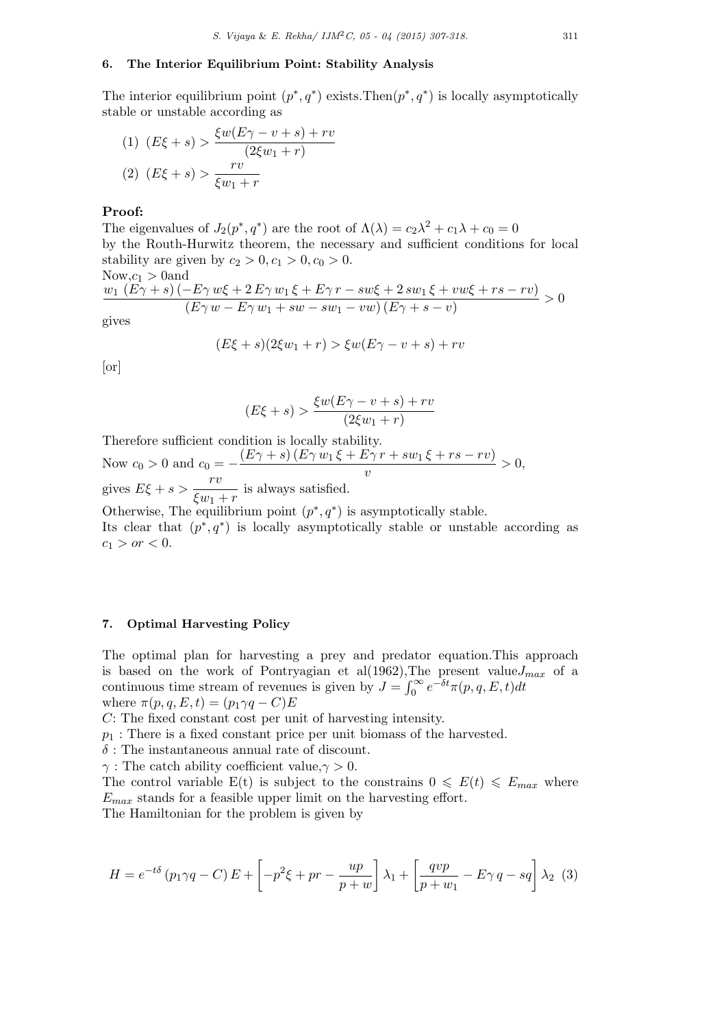## 6. The Interior Equilibrium Point: Stability Analysis

The interior equilibrium point $(p^*, q^*)$ exists.Then$(p^*, q^*)$ is locally asymptotically stable or unstable according as

(1) $(E\xi + s) > \dfrac{\xi w(E\gamma - v + s) + rv}{(2\xi w_1 + r)}$

(2) $(E\xi + s) > \dfrac{rv}{\xi w_1 + r}$

**Proof:**

The eigenvalues of $J_2(p^*, q^*)$ are the root of $\Lambda(\lambda) = c_2\lambda^2 + c_1\lambda + c_0 = 0$ by the Routh-Hurwitz theorem, the necessary and sufficient conditions for local stability are given by $c_2 > 0, c_1 > 0, c_0 > 0$.

Now,$c_1 > 0$and

$$\frac{w_1\,(E\gamma + s)\,(-E\gamma\, w\xi + 2\,E\gamma\, w_1\,\xi + E\gamma\, r - sw\xi + 2\,sw_1\,\xi + vw\xi + rs - rv)}{(E\gamma\, w - E\gamma\, w_1 + sw - sw_1 - vw)\,(E\gamma + s - v)} > 0$$

gives

$$(E\xi + s)(2\xi w_1 + r) > \xi w(E\gamma - v + s) + rv$$

[or]

$$(E\xi + s) > \frac{\xi w(E\gamma - v + s) + rv}{(2\xi w_1 + r)}$$

Therefore sufficient condition is locally stability.

Now $c_0 > 0$ and $c_0 = -\dfrac{(E\gamma + s)\,(E\gamma\, w_1\,\xi + E\gamma\, r + sw_1\,\xi + rs - rv)}{v} > 0$,

gives $E\xi + s > \dfrac{rv}{\xi w_1 + r}$ is always satisfied.

Otherwise, The equilibrium point $(p^*, q^*)$ is asymptotically stable.

Its clear that $(p^*, q^*)$ is locally asymptotically stable or unstable according as $c_1 > or < 0$.

## 7. Optimal Harvesting Policy

The optimal plan for harvesting a prey and predator equation.This approach is based on the work of Pontryagian et al(1962),The present value$J_{max}$ of a continuous time stream of revenues is given by $J = \int_0^\infty e^{-\delta t}\pi(p, q, E, t)dt$ where $\pi(p, q, E, t) = (p_1\gamma q - C)E$

$C$: The fixed constant cost per unit of harvesting intensity.

$p_1$ : There is a fixed constant price per unit biomass of the harvested.

$\delta$ : The instantaneous annual rate of discount.

$\gamma$ : The catch ability coefficient value,$\gamma > 0$.

The control variable E(t) is subject to the constrains $0 \leqslant E(t) \leqslant E_{max}$ where $E_{max}$ stands for a feasible upper limit on the harvesting effort.

The Hamiltonian for the problem is given by

$$H = e^{-t\delta}\,(p_1\gamma q - C)\,E + \left[-p^2\xi + pr - \frac{up}{p + w}\right]\lambda_1 + \left[\frac{qvp}{p + w_1} - E\gamma\, q - sq\right]\lambda_2 \quad (3)$$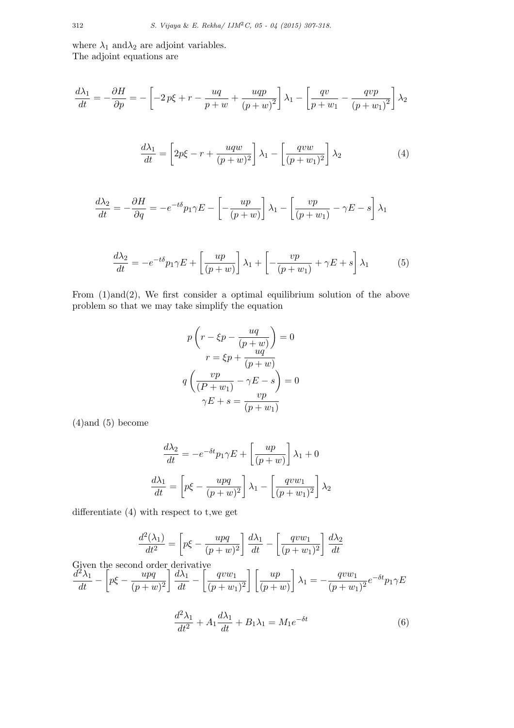where $\lambda_1$ and$\lambda_2$ are adjoint variables.
The adjoint equations are

$$\frac{d\lambda_1}{dt} = -\frac{\partial H}{\partial p} = -\left[-2\,p\xi + r - \frac{uq}{p+w} + \frac{uqp}{(p+w)^2}\right]\lambda_1 - \left[\frac{qv}{p+w_1} - \frac{qvp}{(p+w_1)^2}\right]\lambda_2$$

$$\frac{d\lambda_1}{dt} = \left[2p\xi - r + \frac{uqw}{(p+w)^2}\right]\lambda_1 - \left[\frac{qvw}{(p+w_1)^2}\right]\lambda_2 \tag{4}$$

$$\frac{d\lambda_2}{dt} = -\frac{\partial H}{\partial q} = -e^{-t\delta}p_1\gamma E - \left[-\frac{up}{(p+w)}\right]\lambda_1 - \left[\frac{vp}{(p+w_1)} - \gamma E - s\right]\lambda_1$$

$$\frac{d\lambda_2}{dt} = -e^{-t\delta}p_1\gamma E + \left[\frac{up}{(p+w)}\right]\lambda_1 + \left[-\frac{vp}{(p+w_1)} + \gamma E + s\right]\lambda_1 \tag{5}$$

From (1)and(2), We first consider a optimal equilibrium solution of the above problem so that we may take simplify the equation

$$p\left(r - \xi p - \frac{uq}{(p+w)}\right) = 0$$

$$r = \xi p + \frac{uq}{(p+w)}$$

$$q\left(\frac{vp}{(P+w_1)} - \gamma E - s\right) = 0$$

$$\gamma E + s = \frac{vp}{(p+w_1)}$$

(4)and (5) become

$$\frac{d\lambda_2}{dt} = -e^{-\delta t}p_1\gamma E + \left[\frac{up}{(p+w)}\right]\lambda_1 + 0$$

$$\frac{d\lambda_1}{dt} = \left[p\xi - \frac{upq}{(p+w)^2}\right]\lambda_1 - \left[\frac{qvw_1}{(p+w_1)^2}\right]\lambda_2$$

differentiate (4) with respect to t,we get

$$\frac{d^2(\lambda_1)}{dt^2} = \left[p\xi - \frac{upq}{(p+w)^2}\right]\frac{d\lambda_1}{dt} - \left[\frac{qvw_1}{(p+w_1)^2}\right]\frac{d\lambda_2}{dt}$$

Given the second order derivative

$$\frac{d^2\lambda_1}{dt} - \left[p\xi - \frac{upq}{(p+w)^2}\right]\frac{d\lambda_1}{dt} - \left[\frac{qvw_1}{(p+w_1)^2}\right]\left[\frac{up}{(p+w)}\right]\lambda_1 = -\frac{qvw_1}{(p+w_1)^2}e^{-\delta t}p_1\gamma E$$

$$\frac{d^2\lambda_1}{dt^2} + A_1\frac{d\lambda_1}{dt} + B_1\lambda_1 = M_1e^{-\delta t} \tag{6}$$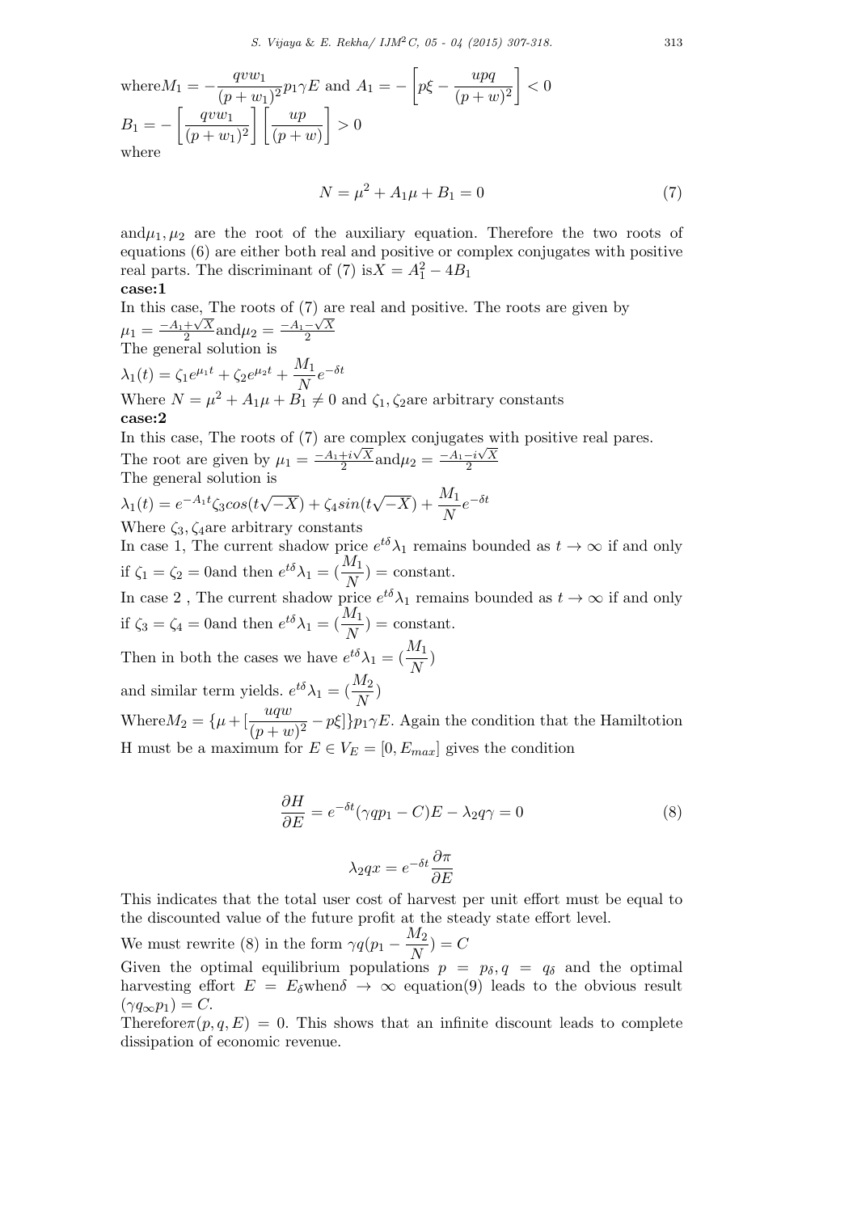where $M_1 = -\dfrac{qvw_1}{(p+w_1)^2}p_1\gamma E$ and $A_1 = -\left[p\xi - \dfrac{upq}{(p+w)^2}\right] < 0$

$B_1 = -\left[\dfrac{qvw_1}{(p+w_1)^2}\right]\left[\dfrac{up}{(p+w)}\right] > 0$

where

$$N = \mu^2 + A_1\mu + B_1 = 0 \tag{7}$$

and $\mu_1, \mu_2$ are the root of the auxiliary equation. Therefore the two roots of equations (6) are either both real and positive or complex conjugates with positive real parts. The discriminant of (7) is $X = A_1^2 - 4B_1$

**case:1**

In this case, The roots of (7) are real and positive. The roots are given by $\mu_1 = \frac{-A_1+\sqrt{X}}{2}$ and $\mu_2 = \frac{-A_1-\sqrt{X}}{2}$

The general solution is

$\lambda_1(t) = \zeta_1 e^{\mu_1 t} + \zeta_2 e^{\mu_2 t} + \dfrac{M_1}{N}e^{-\delta t}$

Where $N = \mu^2 + A_1\mu + B_1 \neq 0$ and $\zeta_1, \zeta_2$ are arbitrary constants

**case:2**

In this case, The roots of (7) are complex conjugates with positive real pares. The root are given by $\mu_1 = \frac{-A_1+i\sqrt{X}}{2}$ and $\mu_2 = \frac{-A_1-i\sqrt{X}}{2}$

The general solution is

$\lambda_1(t) = e^{-A_1 t}\zeta_3 cos(t\sqrt{-X}) + \zeta_4 sin(t\sqrt{-X}) + \dfrac{M_1}{N}e^{-\delta t}$

Where $\zeta_3, \zeta_4$ are arbitrary constants

In case 1, The current shadow price $e^{t\delta}\lambda_1$ remains bounded as $t \to \infty$ if and only if $\zeta_1 = \zeta_2 = 0$ and then $e^{t\delta}\lambda_1 = (\dfrac{M_1}{N})$ = constant.

In case 2 , The current shadow price $e^{t\delta}\lambda_1$ remains bounded as $t \to \infty$ if and only if $\zeta_3 = \zeta_4 = 0$ and then $e^{t\delta}\lambda_1 = (\dfrac{M_1}{N})$ = constant.

Then in both the cases we have $e^{t\delta}\lambda_1 = (\dfrac{M_1}{N})$

and similar term yields. $e^{t\delta}\lambda_1 = (\dfrac{M_2}{N})$

Where $M_2 = \{\mu + [\dfrac{uqw}{(p+w)^2} - p\xi]\}p_1\gamma E$. Again the condition that the Hamiltotion H must be a maximum for $E \in V_E = [0, E_{max}]$ gives the condition

$$\frac{\partial H}{\partial E} = e^{-\delta t}(\gamma q p_1 - C)E - \lambda_2 q\gamma = 0 \tag{8}$$

$$\lambda_2 qx = e^{-\delta t}\frac{\partial \pi}{\partial E}$$

This indicates that the total user cost of harvest per unit effort must be equal to the discounted value of the future profit at the steady state effort level.

We must rewrite (8) in the form $\gamma q(p_1 - \dfrac{M_2}{N}) = C$

Given the optimal equilibrium populations $p = p_\delta, q = q_\delta$ and the optimal harvesting effort $E = E_\delta$ when $\delta \to \infty$ equation(9) leads to the obvious result $(\gamma q_\infty p_1) = C$.

Therefore $\pi(p, q, E) = 0$. This shows that an infinite discount leads to complete dissipation of economic revenue.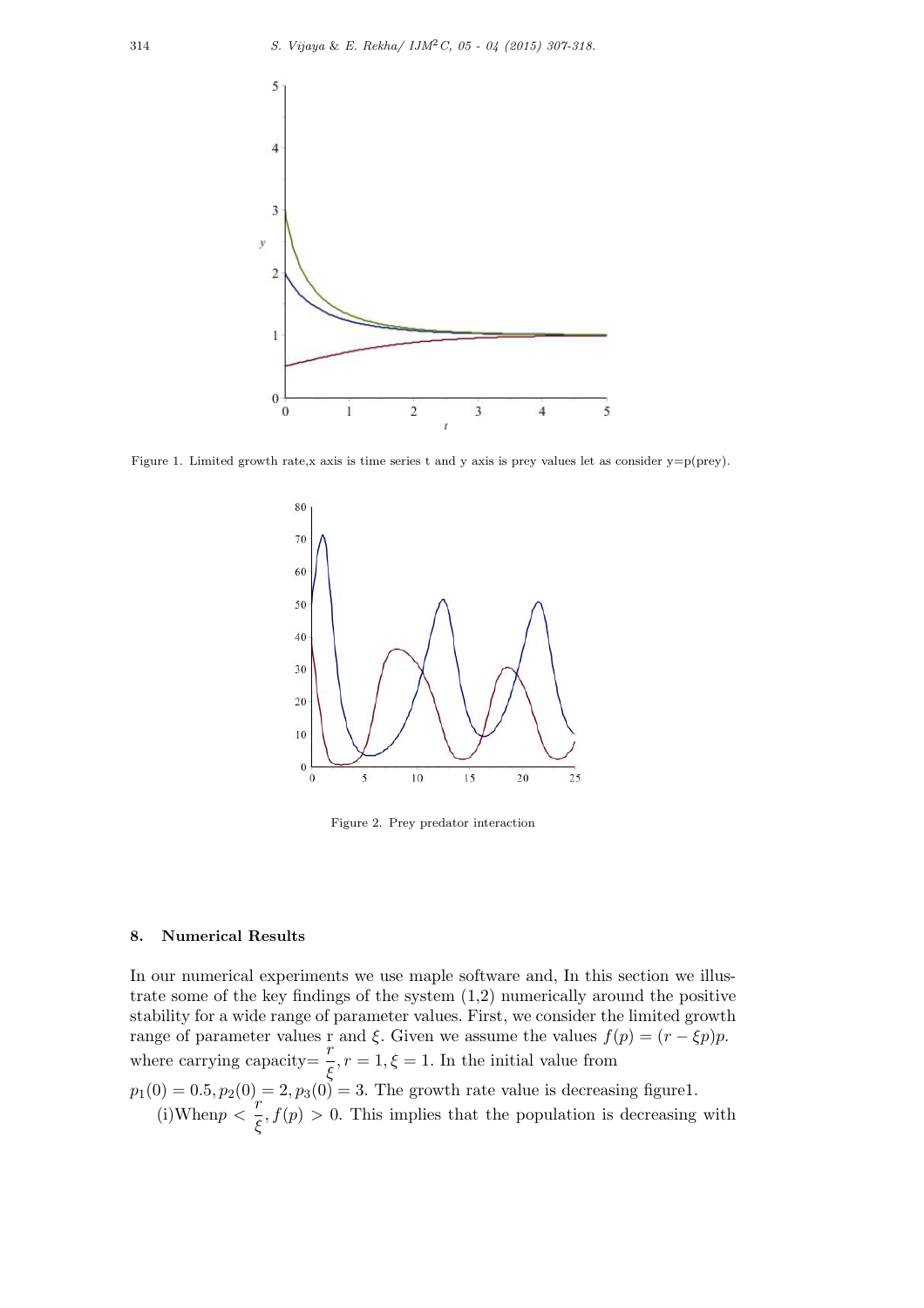Figure 1. Limited growth rate,x axis is time series t and y axis is prey values let as consider y=p(prey).

Figure 2. Prey predator interaction

## 8. Numerical Results

In our numerical experiments we use maple software and, In this section we illustrate some of the key findings of the system (1,2) numerically around the positive stability for a wide range of parameter values. First, we consider the limited growth range of parameter values r and $\xi$. Given we assume the values $f(p) = (r - \xi p)p$. where carrying capacity= $\frac{r}{\xi}, r = 1, \xi = 1$. In the initial value from $p_1(0) = 0.5, p_2(0) = 2, p_3(0) = 3$. The growth rate value is decreasing figure1.

(i)When$p < \frac{r}{\xi}, f(p) > 0$. This implies that the population is decreasing with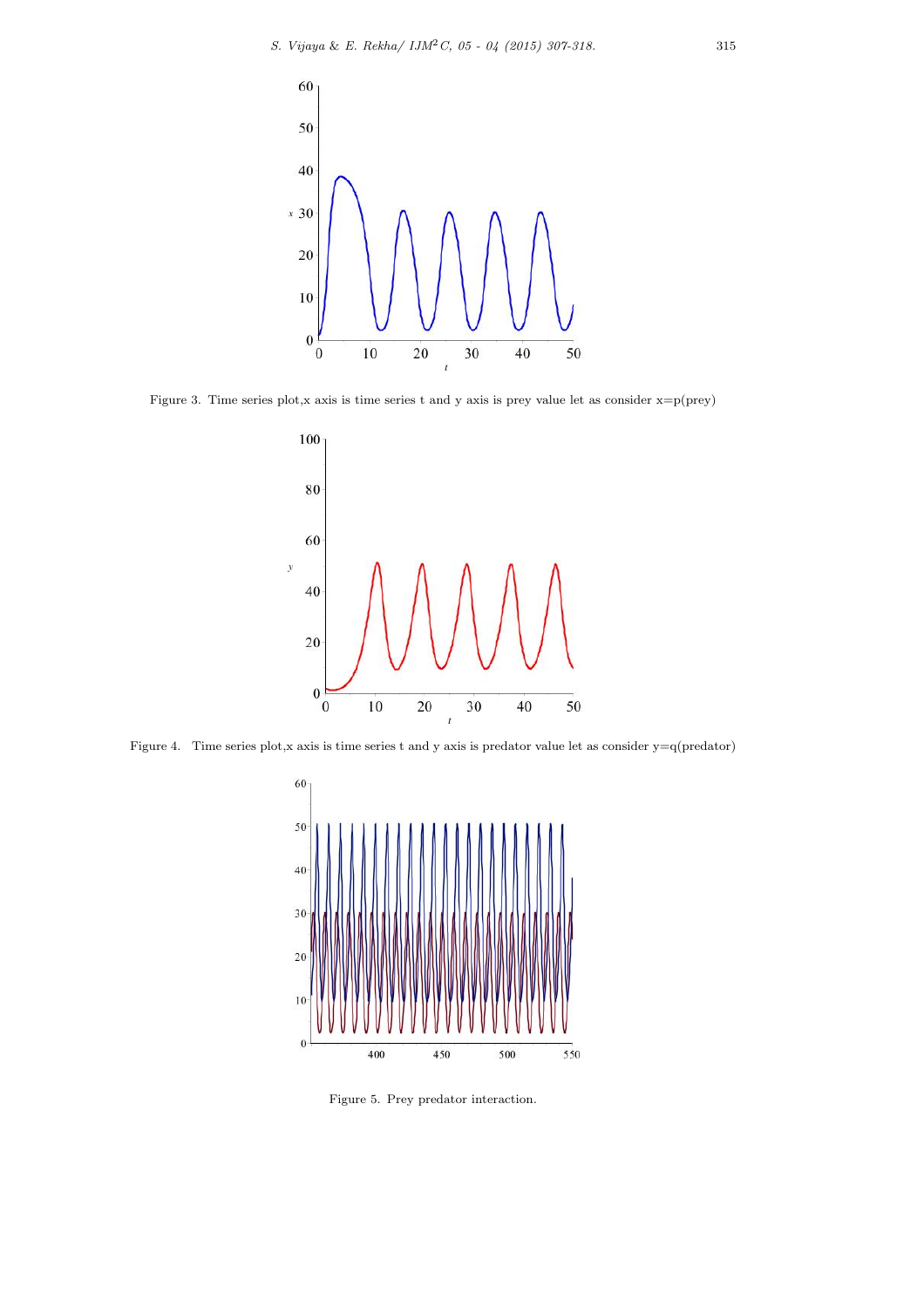Figure 3. Time series plot,x axis is time series t and y axis is prey value let as consider x=p(prey)

Figure 4. Time series plot,x axis is time series t and y axis is predator value let as consider y=q(predator)

Figure 5. Prey predator interaction.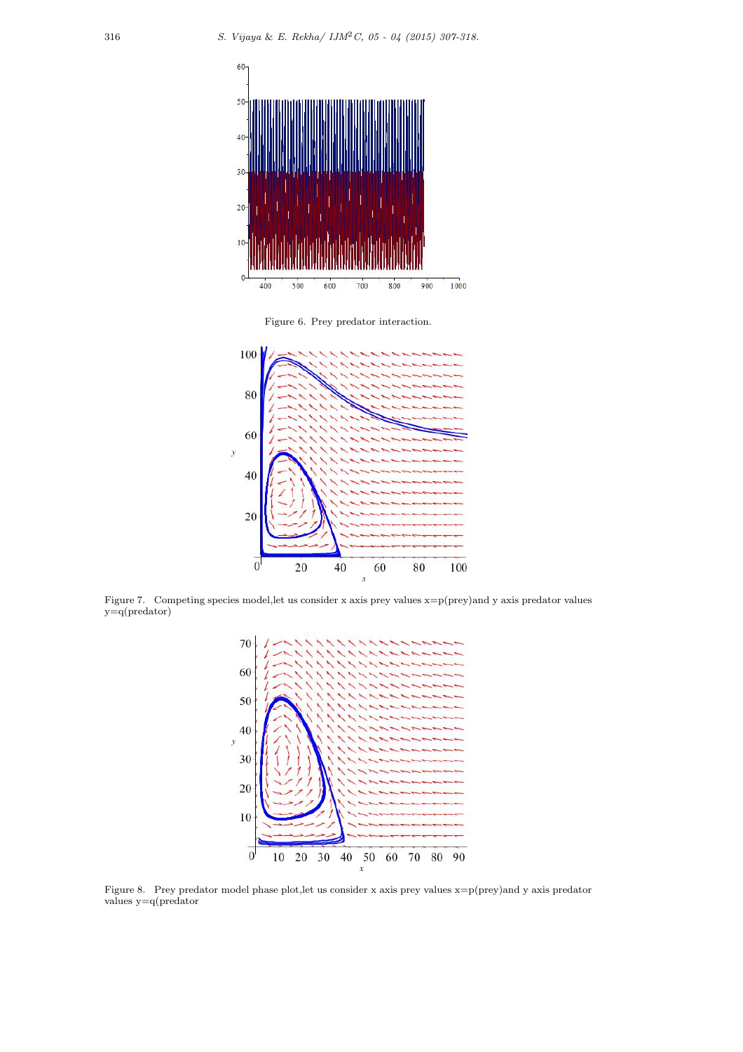Figure 6. Prey predator interaction.

Figure 7. Competing species model,let us consider x axis prey values x=p(prey)and y axis predator values y=q(predator)

Figure 8. Prey predator model phase plot,let us consider x axis prey values x=p(prey)and y axis predator values y=q(predator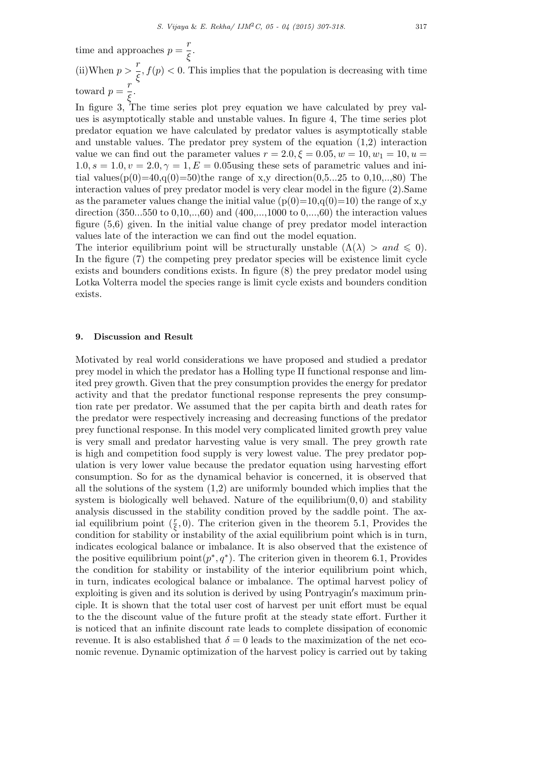time and approaches $p = \dfrac{r}{\xi}$.

(ii)When $p > \dfrac{r}{\xi}, f(p) < 0$. This implies that the population is decreasing with time toward $p = \dfrac{r}{\xi}$.

In figure 3, The time series plot prey equation we have calculated by prey values is asymptotically stable and unstable values. In figure 4, The time series plot predator equation we have calculated by predator values is asymptotically stable and unstable values. The predator prey system of the equation (1,2) interaction value we can find out the parameter values $r = 2.0, \xi = 0.05, w = 10, w_1 = 10, u = 1.0, s = 1.0, v = 2.0, \gamma = 1, E = 0.05$using these sets of parametric values and initial values(p(0)=40,q(0)=50)the range of x,y direction(0,5...25 to 0,10,..,80) The interaction values of prey predator model is very clear model in the figure (2).Same as the parameter values change the initial value (p(0)=10,q(0)=10) the range of x,y direction (350...550 to 0,10,..,60) and (400,...,1000 to 0,...,60) the interaction values figure (5,6) given. In the initial value change of prey predator model interaction values late of the interaction we can find out the model equation.

The interior equilibrium point will be structurally unstable ($\Lambda(\lambda) >$ *and* $\leqslant 0$). In the figure (7) the competing prey predator species will be existence limit cycle exists and bounders conditions exists. In figure (8) the prey predator model using Lotka Volterra model the species range is limit cycle exists and bounders condition exists.

## 9. Discussion and Result

Motivated by real world considerations we have proposed and studied a predator prey model in which the predator has a Holling type II functional response and limited prey growth. Given that the prey consumption provides the energy for predator activity and that the predator functional response represents the prey consumption rate per predator. We assumed that the per capita birth and death rates for the predator were respectively increasing and decreasing functions of the predator prey functional response. In this model very complicated limited growth prey value is very small and predator harvesting value is very small. The prey growth rate is high and competition food supply is very lowest value. The prey predator population is very lower value because the predator equation using harvesting effort consumption. So for as the dynamical behavior is concerned, it is observed that all the solutions of the system (1,2) are uniformly bounded which implies that the system is biologically well behaved. Nature of the equilibrium$(0, 0)$ and stability analysis discussed in the stability condition proved by the saddle point. The axial equilibrium point $(\frac{r}{\xi}, 0)$. The criterion given in the theorem 5.1, Provides the condition for stability or instability of the axial equilibrium point which is in turn, indicates ecological balance or imbalance. It is also observed that the existence of the positive equilibrium point$(p^*, q^*)$. The criterion given in theorem 6.1, Provides the condition for stability or instability of the interior equilibrium point which, in turn, indicates ecological balance or imbalance. The optimal harvest policy of exploiting is given and its solution is derived by using Pontryagin′s maximum principle. It is shown that the total user cost of harvest per unit effort must be equal to the the discount value of the future profit at the steady state effort. Further it is noticed that an infinite discount rate leads to complete dissipation of economic revenue. It is also established that $\delta = 0$ leads to the maximization of the net economic revenue. Dynamic optimization of the harvest policy is carried out by taking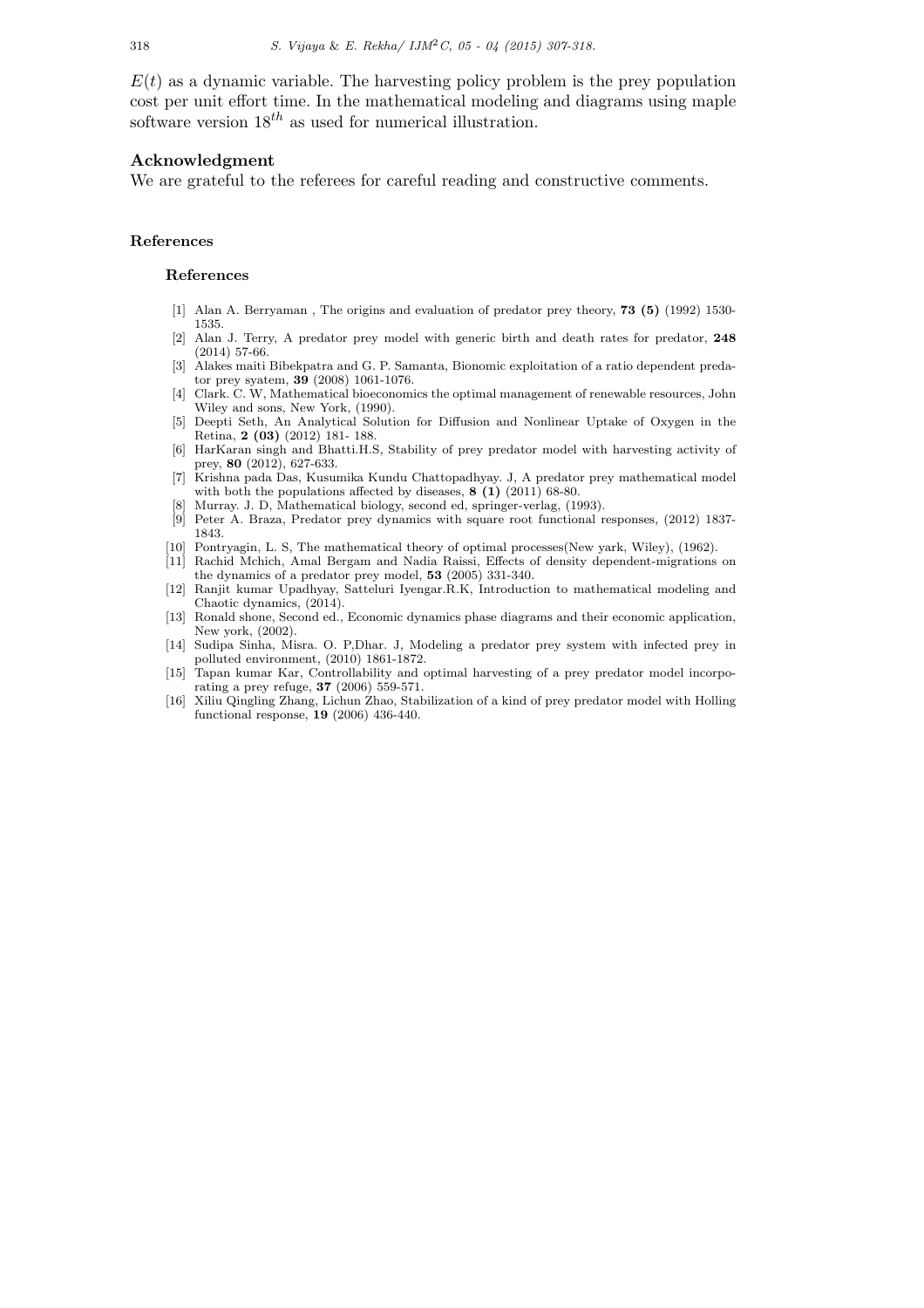$E(t)$ as a dynamic variable. The harvesting policy problem is the prey population cost per unit effort time. In the mathematical modeling and diagrams using maple software version $18^{th}$ as used for numerical illustration.

## Acknowledgment

We are grateful to the referees for careful reading and constructive comments.

## References

### References

[1] Alan A. Berryaman , The origins and evaluation of predator prey theory, **73 (5)** (1992) 1530-1535.

[2] Alan J. Terry, A predator prey model with generic birth and death rates for predator, **248** (2014) 57-66.

[3] Alakes maiti Bibekpatra and G. P. Samanta, Bionomic exploitation of a ratio dependent predator prey syatem, **39** (2008) 1061-1076.

[4] Clark. C. W, Mathematical bioeconomics the optimal management of renewable resources, John Wiley and sons, New York, (1990).

[5] Deepti Seth, An Analytical Solution for Diffusion and Nonlinear Uptake of Oxygen in the Retina, **2 (03)** (2012) 181- 188.

[6] HarKaran singh and Bhatti.H.S, Stability of prey predator model with harvesting activity of prey, **80** (2012), 627-633.

[7] Krishna pada Das, Kusumika Kundu Chattopadhyay. J, A predator prey mathematical model with both the populations affected by diseases, **8 (1)** (2011) 68-80.

[8] Murray. J. D, Mathematical biology, second ed, springer-verlag, (1993).

[9] Peter A. Braza, Predator prey dynamics with square root functional responses, (2012) 1837-1843.

[10] Pontryagin, L. S, The mathematical theory of optimal processes(New yark, Wiley), (1962).

[11] Rachid Mchich, Amal Bergam and Nadia Raissi, Effects of density dependent-migrations on the dynamics of a predator prey model, **53** (2005) 331-340.

[12] Ranjit kumar Upadhyay, Satteluri Iyengar.R.K, Introduction to mathematical modeling and Chaotic dynamics, (2014).

[13] Ronald shone, Second ed., Economic dynamics phase diagrams and their economic application, New york, (2002).

[14] Sudipa Sinha, Misra. O. P,Dhar. J, Modeling a predator prey system with infected prey in polluted environment, (2010) 1861-1872.

[15] Tapan kumar Kar, Controllability and optimal harvesting of a prey predator model incorporating a prey refuge, **37** (2006) 559-571.

[16] Xiliu Qingling Zhang, Lichun Zhao, Stabilization of a kind of prey predator model with Holling functional response, **19** (2006) 436-440.